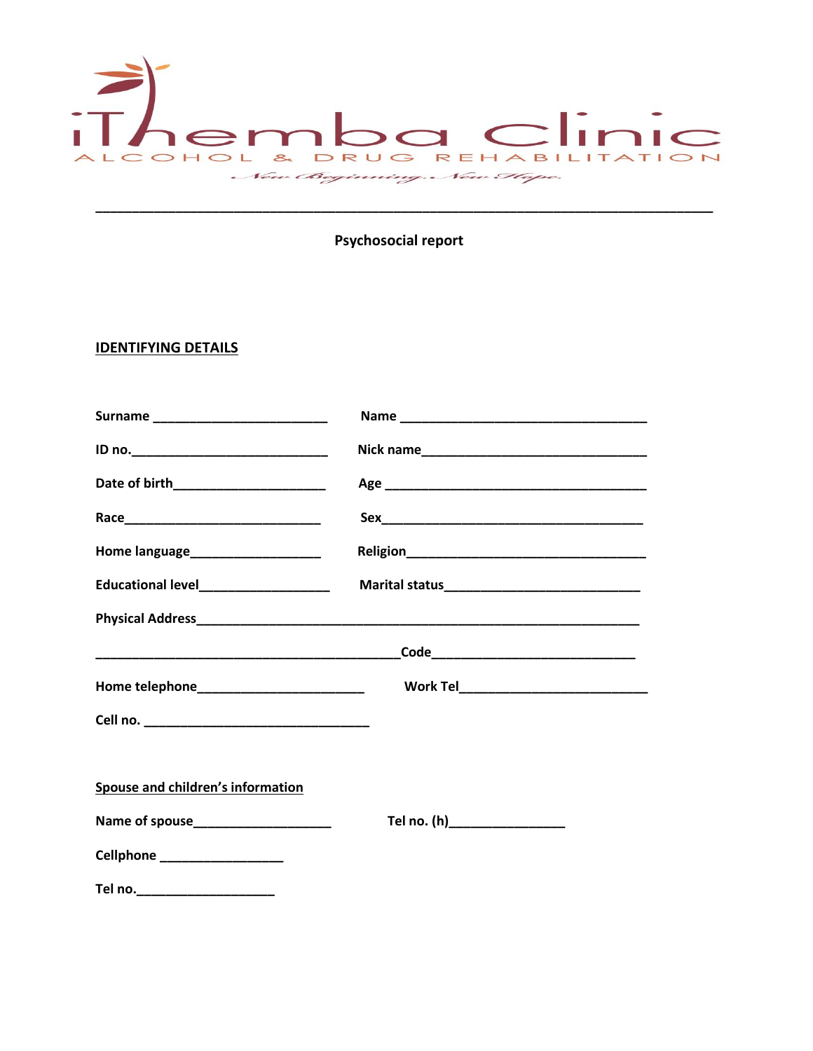iThemba Clinic

ALCOHOL & DRUG REHABILITATION

*New Beginning. New Hope.*

---

**Psychosocial report**

## IDENTIFYING DETAILS

**Surname** ________________________ **Name** __________________________________

**ID no.**___________________________ **Nick name**_______________________________

**Date of birth**_____________________ **Age** ____________________________________

**Race**____________________________ **Sex**____________________________________

**Home language**__________________ **Religion**_________________________________

**Educational level**__________________ **Marital status**___________________________

**Physical Address**_______________________________________________________________

__________________________________________**Code**____________________________

**Home telephone**______________________ **Work Tel**__________________________

**Cell no.** _______________________________

**Spouse and children's information**

**Name of spouse**___________________ **Tel no. (h)**________________

**Cellphone** _________________

**Tel no.**___________________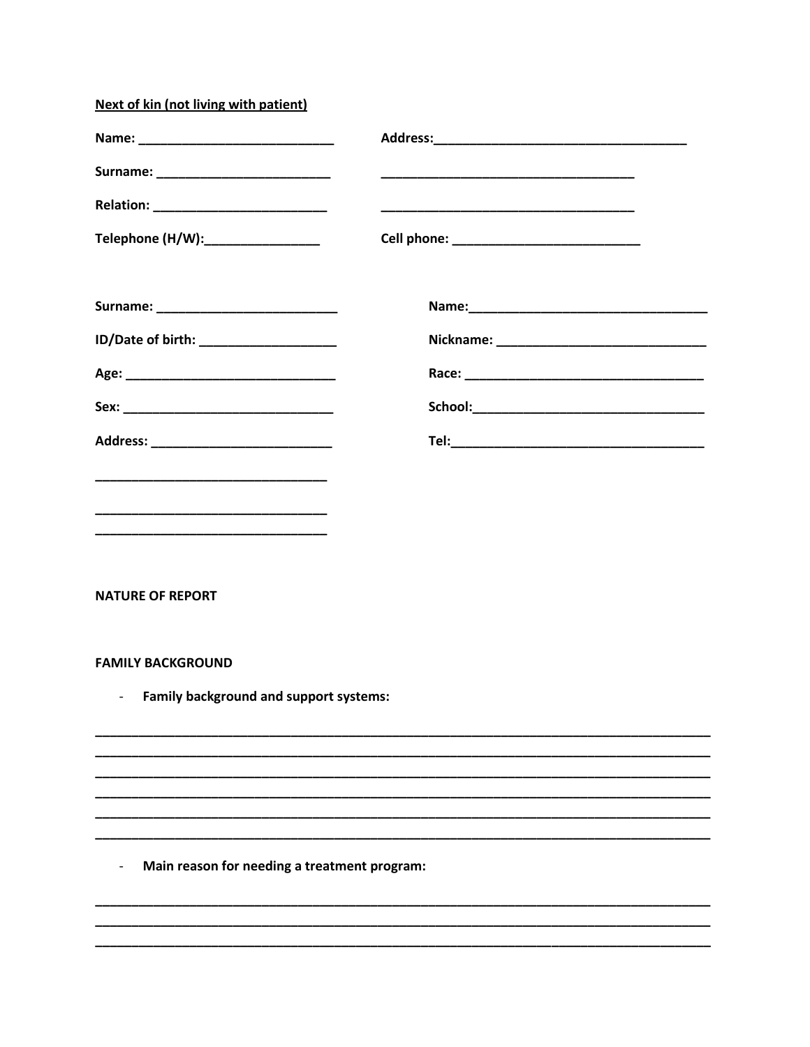**Next of kin (not living with patient)**

**Name:** ___________________________ **Address:**___________________________________

**Surname:** ________________________ ___________________________________

**Relation:** ________________________ ___________________________________

**Telephone (H/W):**________________ **Cell phone:** __________________________

**Surname:** _________________________ **Name:**_________________________________

**ID/Date of birth:** ___________________ **Nickname:** _____________________________

**Age:** _____________________________ **Race:** _________________________________

**Sex:** _____________________________ **School:**________________________________

**Address:** _________________________ **Tel:**___________________________________

________________________________

________________________________

________________________________

**NATURE OF REPORT**

**FAMILY BACKGROUND**

- **Family background and support systems:**

_____________________________________________________________________________________
_____________________________________________________________________________________
_____________________________________________________________________________________
_____________________________________________________________________________________
_____________________________________________________________________________________
_____________________________________________________________________________________

- **Main reason for needing a treatment program:**

_____________________________________________________________________________________
_____________________________________________________________________________________
_____________________________________________________________________________________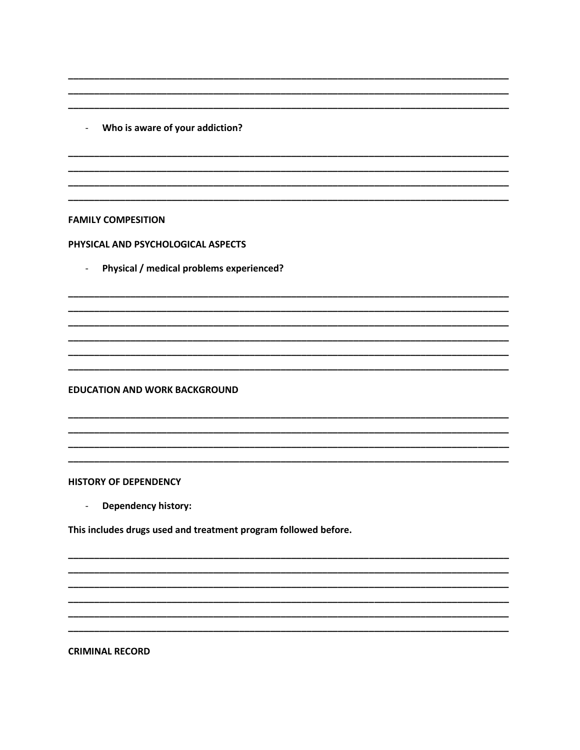________________________________________________________________________________
________________________________________________________________________________
________________________________________________________________________________

- **Who is aware of your addiction?**

________________________________________________________________________________
________________________________________________________________________________
________________________________________________________________________________
________________________________________________________________________________

**FAMILY COMPESITION**

**PHYSICAL AND PSYCHOLOGICAL ASPECTS**

- **Physical / medical problems experienced?**

________________________________________________________________________________
________________________________________________________________________________
________________________________________________________________________________
________________________________________________________________________________
________________________________________________________________________________
________________________________________________________________________________
________________________________________________________________________________

**EDUCATION AND WORK BACKGROUND**

________________________________________________________________________________
________________________________________________________________________________
________________________________________________________________________________
________________________________________________________________________________

**HISTORY OF DEPENDENCY**

- **Dependency history:**

**This includes drugs used and treatment program followed before.**

________________________________________________________________________________
________________________________________________________________________________
________________________________________________________________________________
________________________________________________________________________________
________________________________________________________________________________
________________________________________________________________________________

**CRIMINAL RECORD**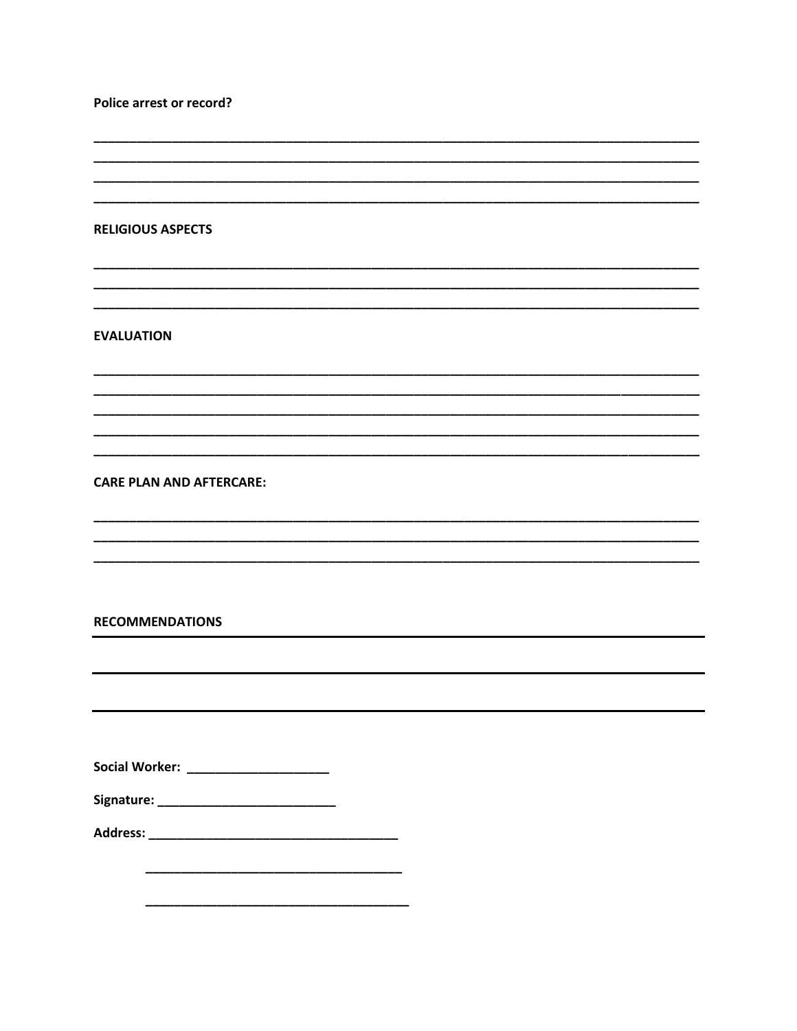**Police arrest or record?**

\_\_\_\_\_\_\_\_\_\_\_\_\_\_\_\_\_\_\_\_\_\_\_\_\_\_\_\_\_\_\_\_\_\_\_\_\_\_\_\_\_\_\_\_\_\_\_\_\_\_\_\_\_\_\_\_\_\_\_\_\_\_\_\_\_\_\_\_\_\_\_\_\_\_\_\_\_\_

\_\_\_\_\_\_\_\_\_\_\_\_\_\_\_\_\_\_\_\_\_\_\_\_\_\_\_\_\_\_\_\_\_\_\_\_\_\_\_\_\_\_\_\_\_\_\_\_\_\_\_\_\_\_\_\_\_\_\_\_\_\_\_\_\_\_\_\_\_\_\_\_\_\_\_\_\_\_

\_\_\_\_\_\_\_\_\_\_\_\_\_\_\_\_\_\_\_\_\_\_\_\_\_\_\_\_\_\_\_\_\_\_\_\_\_\_\_\_\_\_\_\_\_\_\_\_\_\_\_\_\_\_\_\_\_\_\_\_\_\_\_\_\_\_\_\_\_\_\_\_\_\_\_\_\_\_

\_\_\_\_\_\_\_\_\_\_\_\_\_\_\_\_\_\_\_\_\_\_\_\_\_\_\_\_\_\_\_\_\_\_\_\_\_\_\_\_\_\_\_\_\_\_\_\_\_\_\_\_\_\_\_\_\_\_\_\_\_\_\_\_\_\_\_\_\_\_\_\_\_\_\_\_\_\_

**RELIGIOUS ASPECTS**

\_\_\_\_\_\_\_\_\_\_\_\_\_\_\_\_\_\_\_\_\_\_\_\_\_\_\_\_\_\_\_\_\_\_\_\_\_\_\_\_\_\_\_\_\_\_\_\_\_\_\_\_\_\_\_\_\_\_\_\_\_\_\_\_\_\_\_\_\_\_\_\_\_\_\_\_\_\_

\_\_\_\_\_\_\_\_\_\_\_\_\_\_\_\_\_\_\_\_\_\_\_\_\_\_\_\_\_\_\_\_\_\_\_\_\_\_\_\_\_\_\_\_\_\_\_\_\_\_\_\_\_\_\_\_\_\_\_\_\_\_\_\_\_\_\_\_\_\_\_\_\_\_\_\_\_\_

\_\_\_\_\_\_\_\_\_\_\_\_\_\_\_\_\_\_\_\_\_\_\_\_\_\_\_\_\_\_\_\_\_\_\_\_\_\_\_\_\_\_\_\_\_\_\_\_\_\_\_\_\_\_\_\_\_\_\_\_\_\_\_\_\_\_\_\_\_\_\_\_\_\_\_\_\_\_

**EVALUATION**

\_\_\_\_\_\_\_\_\_\_\_\_\_\_\_\_\_\_\_\_\_\_\_\_\_\_\_\_\_\_\_\_\_\_\_\_\_\_\_\_\_\_\_\_\_\_\_\_\_\_\_\_\_\_\_\_\_\_\_\_\_\_\_\_\_\_\_\_\_\_\_\_\_\_\_\_\_\_

\_\_\_\_\_\_\_\_\_\_\_\_\_\_\_\_\_\_\_\_\_\_\_\_\_\_\_\_\_\_\_\_\_\_\_\_\_\_\_\_\_\_\_\_\_\_\_\_\_\_\_\_\_\_\_\_\_\_\_\_\_\_\_\_\_\_\_\_\_\_\_\_\_\_\_\_\_\_

\_\_\_\_\_\_\_\_\_\_\_\_\_\_\_\_\_\_\_\_\_\_\_\_\_\_\_\_\_\_\_\_\_\_\_\_\_\_\_\_\_\_\_\_\_\_\_\_\_\_\_\_\_\_\_\_\_\_\_\_\_\_\_\_\_\_\_\_\_\_\_\_\_\_\_\_\_\_

\_\_\_\_\_\_\_\_\_\_\_\_\_\_\_\_\_\_\_\_\_\_\_\_\_\_\_\_\_\_\_\_\_\_\_\_\_\_\_\_\_\_\_\_\_\_\_\_\_\_\_\_\_\_\_\_\_\_\_\_\_\_\_\_\_\_\_\_\_\_\_\_\_\_\_\_\_\_

\_\_\_\_\_\_\_\_\_\_\_\_\_\_\_\_\_\_\_\_\_\_\_\_\_\_\_\_\_\_\_\_\_\_\_\_\_\_\_\_\_\_\_\_\_\_\_\_\_\_\_\_\_\_\_\_\_\_\_\_\_\_\_\_\_\_\_\_\_\_\_\_\_\_\_\_\_\_

**CARE PLAN AND AFTERCARE:**

\_\_\_\_\_\_\_\_\_\_\_\_\_\_\_\_\_\_\_\_\_\_\_\_\_\_\_\_\_\_\_\_\_\_\_\_\_\_\_\_\_\_\_\_\_\_\_\_\_\_\_\_\_\_\_\_\_\_\_\_\_\_\_\_\_\_\_\_\_\_\_\_\_\_\_\_\_\_

\_\_\_\_\_\_\_\_\_\_\_\_\_\_\_\_\_\_\_\_\_\_\_\_\_\_\_\_\_\_\_\_\_\_\_\_\_\_\_\_\_\_\_\_\_\_\_\_\_\_\_\_\_\_\_\_\_\_\_\_\_\_\_\_\_\_\_\_\_\_\_\_\_\_\_\_\_\_

\_\_\_\_\_\_\_\_\_\_\_\_\_\_\_\_\_\_\_\_\_\_\_\_\_\_\_\_\_\_\_\_\_\_\_\_\_\_\_\_\_\_\_\_\_\_\_\_\_\_\_\_\_\_\_\_\_\_\_\_\_\_\_\_\_\_\_\_\_\_\_\_\_\_\_\_\_\_

**RECOMMENDATIONS**

\_\_\_\_\_\_\_\_\_\_\_\_\_\_\_\_\_\_\_\_\_\_\_\_\_\_\_\_\_\_\_\_\_\_\_\_\_\_\_\_\_\_\_\_\_\_\_\_\_\_\_\_\_\_\_\_\_\_\_\_\_\_\_\_\_\_\_\_\_\_\_\_\_\_\_\_\_\_

\_\_\_\_\_\_\_\_\_\_\_\_\_\_\_\_\_\_\_\_\_\_\_\_\_\_\_\_\_\_\_\_\_\_\_\_\_\_\_\_\_\_\_\_\_\_\_\_\_\_\_\_\_\_\_\_\_\_\_\_\_\_\_\_\_\_\_\_\_\_\_\_\_\_\_\_\_\_

\_\_\_\_\_\_\_\_\_\_\_\_\_\_\_\_\_\_\_\_\_\_\_\_\_\_\_\_\_\_\_\_\_\_\_\_\_\_\_\_\_\_\_\_\_\_\_\_\_\_\_\_\_\_\_\_\_\_\_\_\_\_\_\_\_\_\_\_\_\_\_\_\_\_\_\_\_\_

**Social Worker:** \_\_\_\_\_\_\_\_\_\_\_\_\_\_\_\_\_\_\_\_

**Signature:** \_\_\_\_\_\_\_\_\_\_\_\_\_\_\_\_\_\_\_\_\_\_\_\_\_\_

**Address:** \_\_\_\_\_\_\_\_\_\_\_\_\_\_\_\_\_\_\_\_\_\_\_\_\_\_\_\_\_\_\_\_\_\_\_\_

\_\_\_\_\_\_\_\_\_\_\_\_\_\_\_\_\_\_\_\_\_\_\_\_\_\_\_\_\_\_\_\_\_\_\_\_

\_\_\_\_\_\_\_\_\_\_\_\_\_\_\_\_\_\_\_\_\_\_\_\_\_\_\_\_\_\_\_\_\_\_\_\_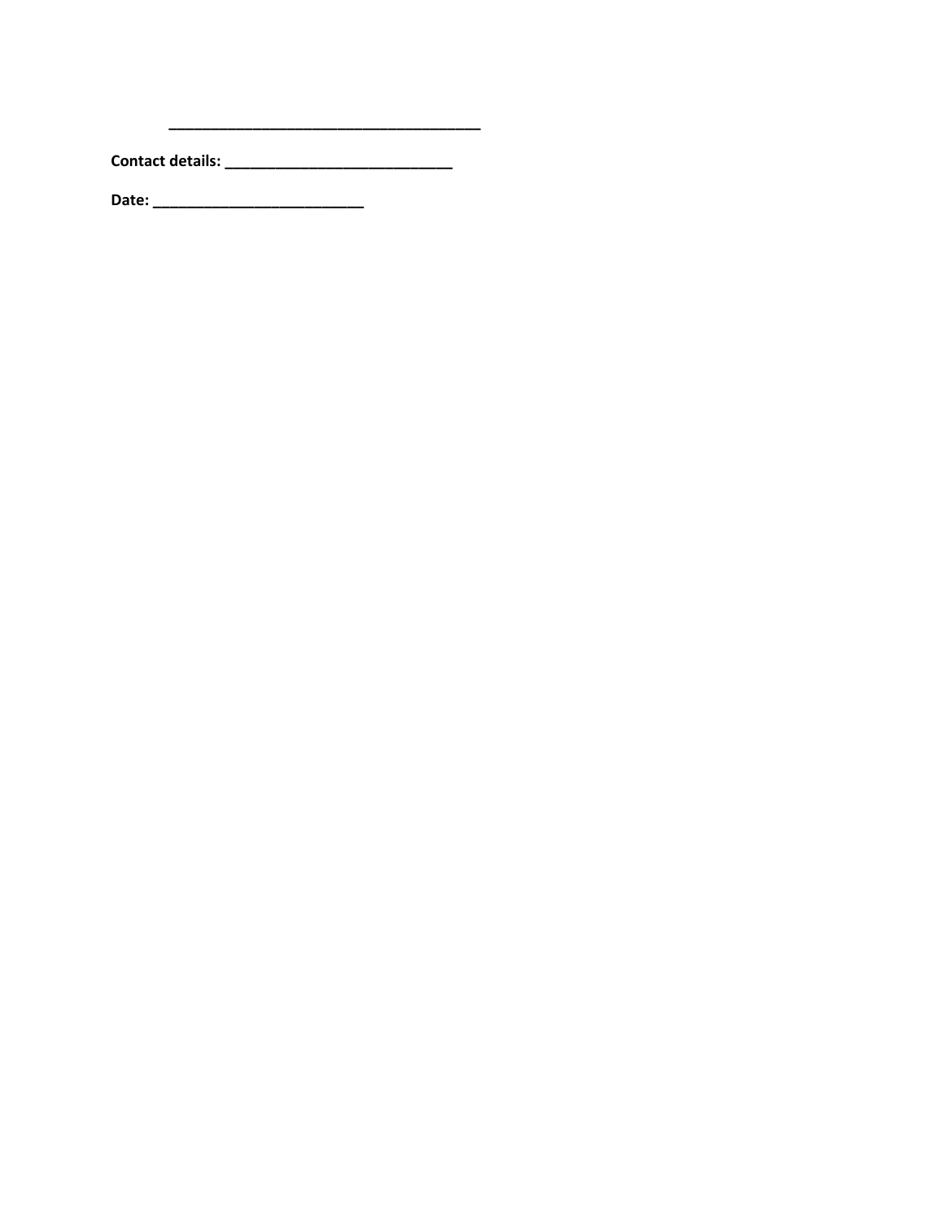**_____________________________________**

**Contact details: ___________________________**

**Date: _________________________**